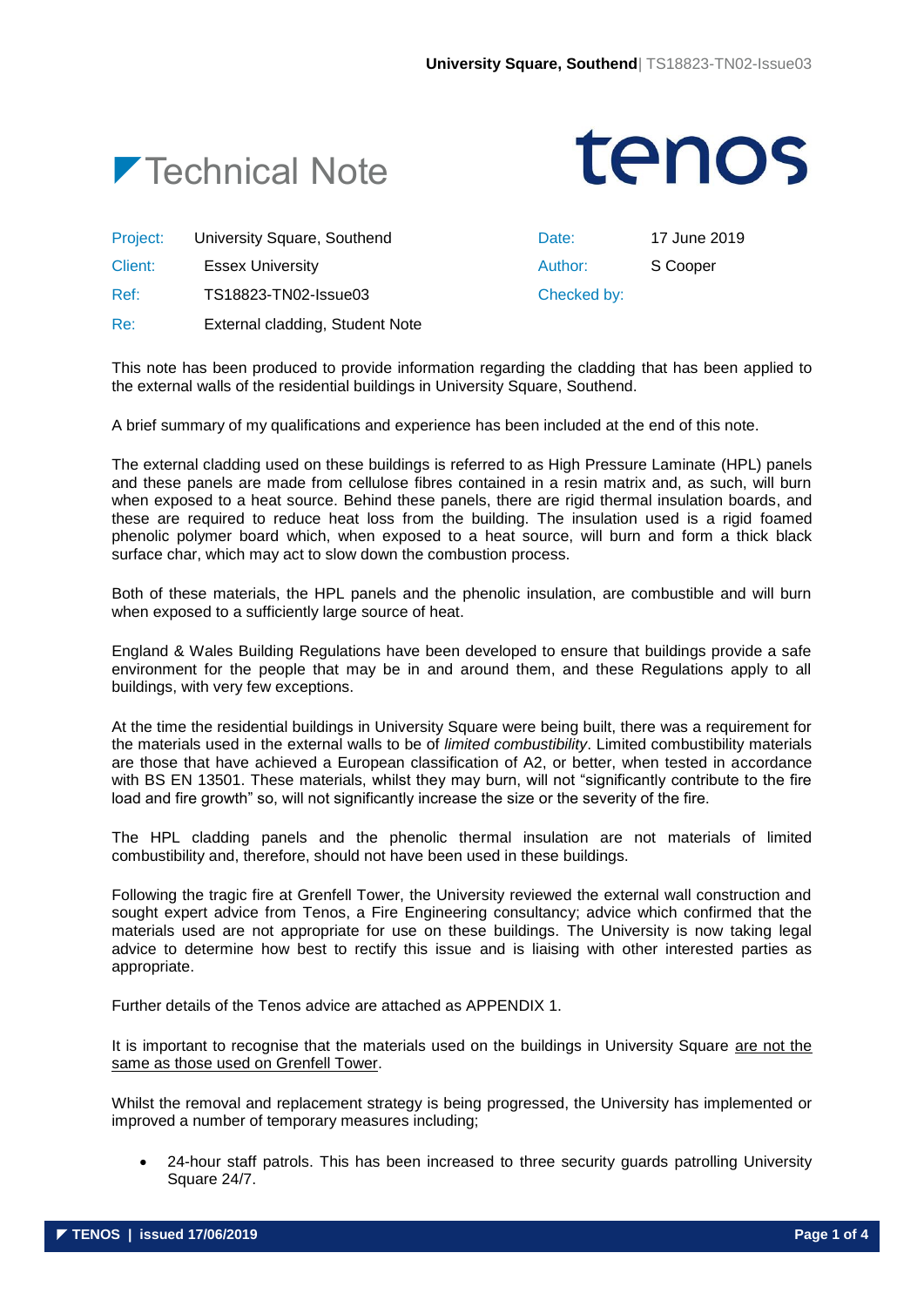# Technical Note

tenos

| | | | |
|---|---|---|---|
| Project: | University Square, Southend | Date: | 17 June 2019 |
| Client: | Essex University | Author: | S Cooper |
| Ref: | TS18823-TN02-Issue03 | Checked by: | |
| Re: | External cladding, Student Note | | |

This note has been produced to provide information regarding the cladding that has been applied to the external walls of the residential buildings in University Square, Southend.

A brief summary of my qualifications and experience has been included at the end of this note.

The external cladding used on these buildings is referred to as High Pressure Laminate (HPL) panels and these panels are made from cellulose fibres contained in a resin matrix and, as such, will burn when exposed to a heat source. Behind these panels, there are rigid thermal insulation boards, and these are required to reduce heat loss from the building. The insulation used is a rigid foamed phenolic polymer board which, when exposed to a heat source, will burn and form a thick black surface char, which may act to slow down the combustion process.

Both of these materials, the HPL panels and the phenolic insulation, are combustible and will burn when exposed to a sufficiently large source of heat.

England & Wales Building Regulations have been developed to ensure that buildings provide a safe environment for the people that may be in and around them, and these Regulations apply to all buildings, with very few exceptions.

At the time the residential buildings in University Square were being built, there was a requirement for the materials used in the external walls to be of *limited combustibility*. Limited combustibility materials are those that have achieved a European classification of A2, or better, when tested in accordance with BS EN 13501. These materials, whilst they may burn, will not "significantly contribute to the fire load and fire growth" so, will not significantly increase the size or the severity of the fire.

The HPL cladding panels and the phenolic thermal insulation are not materials of limited combustibility and, therefore, should not have been used in these buildings.

Following the tragic fire at Grenfell Tower, the University reviewed the external wall construction and sought expert advice from Tenos, a Fire Engineering consultancy; advice which confirmed that the materials used are not appropriate for use on these buildings. The University is now taking legal advice to determine how best to rectify this issue and is liaising with other interested parties as appropriate.

Further details of the Tenos advice are attached as APPENDIX 1.

It is important to recognise that the materials used on the buildings in University Square <u>are not the same as those used on Grenfell Tower</u>.

Whilst the removal and replacement strategy is being progressed, the University has implemented or improved a number of temporary measures including;

- 24-hour staff patrols. This has been increased to three security guards patrolling University Square 24/7.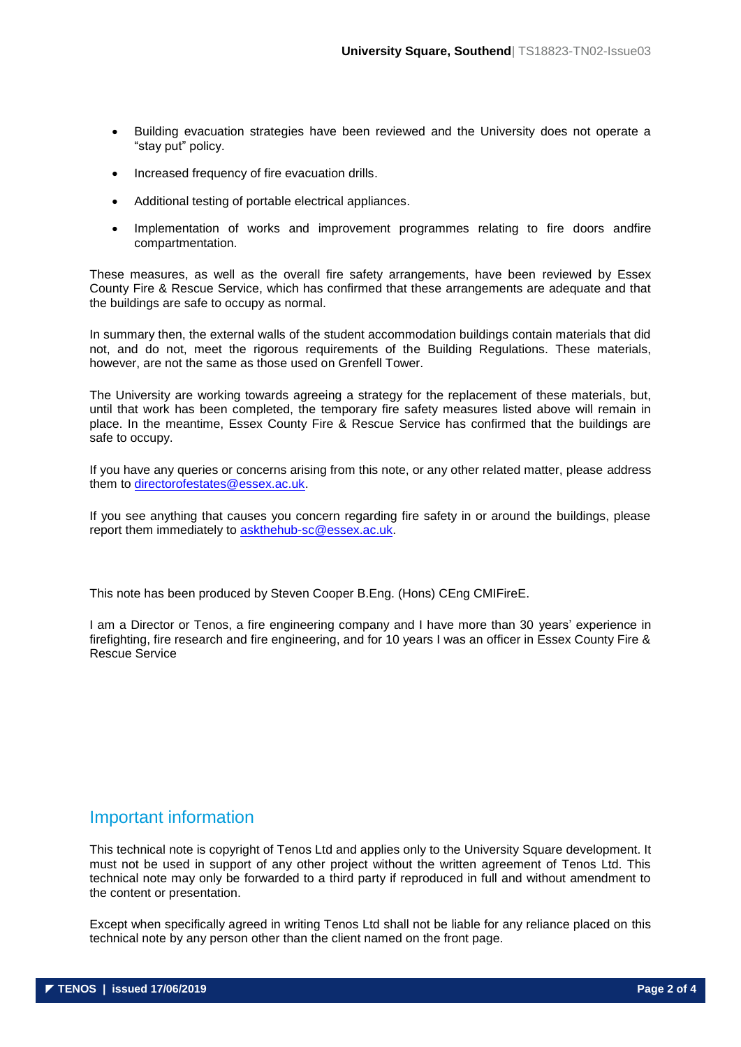- Building evacuation strategies have been reviewed and the University does not operate a "stay put" policy.
- Increased frequency of fire evacuation drills.
- Additional testing of portable electrical appliances.
- Implementation of works and improvement programmes relating to fire doors andfire compartmentation.

These measures, as well as the overall fire safety arrangements, have been reviewed by Essex County Fire & Rescue Service, which has confirmed that these arrangements are adequate and that the buildings are safe to occupy as normal.

In summary then, the external walls of the student accommodation buildings contain materials that did not, and do not, meet the rigorous requirements of the Building Regulations. These materials, however, are not the same as those used on Grenfell Tower.

The University are working towards agreeing a strategy for the replacement of these materials, but, until that work has been completed, the temporary fire safety measures listed above will remain in place. In the meantime, Essex County Fire & Rescue Service has confirmed that the buildings are safe to occupy.

If you have any queries or concerns arising from this note, or any other related matter, please address them to directorofestates@essex.ac.uk.

If you see anything that causes you concern regarding fire safety in or around the buildings, please report them immediately to askthehub-sc@essex.ac.uk.

This note has been produced by Steven Cooper B.Eng. (Hons) CEng CMIFireE.

I am a Director or Tenos, a fire engineering company and I have more than 30 years' experience in firefighting, fire research and fire engineering, and for 10 years I was an officer in Essex County Fire & Rescue Service

## Important information

This technical note is copyright of Tenos Ltd and applies only to the University Square development. It must not be used in support of any other project without the written agreement of Tenos Ltd. This technical note may only be forwarded to a third party if reproduced in full and without amendment to the content or presentation.

Except when specifically agreed in writing Tenos Ltd shall not be liable for any reliance placed on this technical note by any person other than the client named on the front page.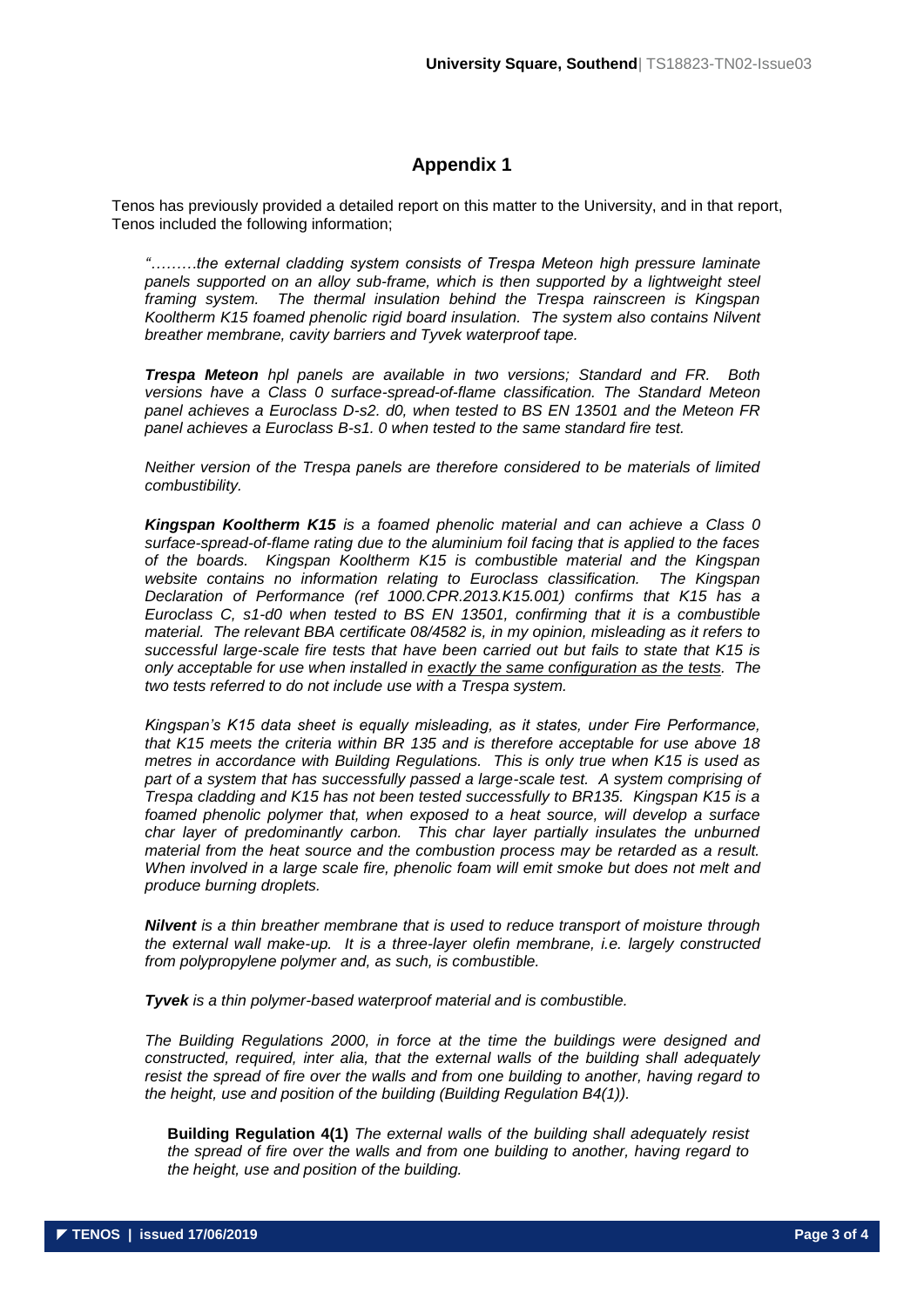## Appendix 1

Tenos has previously provided a detailed report on this matter to the University, and in that report, Tenos included the following information;

> *"………the external cladding system consists of Trespa Meteon high pressure laminate panels supported on an alloy sub-frame, which is then supported by a lightweight steel framing system. The thermal insulation behind the Trespa rainscreen is Kingspan Kooltherm K15 foamed phenolic rigid board insulation. The system also contains Nilvent breather membrane, cavity barriers and Tyvek waterproof tape.*
>
> ***Trespa Meteon** hpl panels are available in two versions; Standard and FR. Both versions have a Class 0 surface-spread-of-flame classification. The Standard Meteon panel achieves a Euroclass D-s2. d0, when tested to BS EN 13501 and the Meteon FR panel achieves a Euroclass B-s1. 0 when tested to the same standard fire test.*
>
> *Neither version of the Trespa panels are therefore considered to be materials of limited combustibility.*
>
> ***Kingspan Kooltherm K15** is a foamed phenolic material and can achieve a Class 0 surface-spread-of-flame rating due to the aluminium foil facing that is applied to the faces of the boards. Kingspan Kooltherm K15 is combustible material and the Kingspan website contains no information relating to Euroclass classification. The Kingspan Declaration of Performance (ref 1000.CPR.2013.K15.001) confirms that K15 has a Euroclass C, s1-d0 when tested to BS EN 13501, confirming that it is a combustible material. The relevant BBA certificate 08/4582 is, in my opinion, misleading as it refers to successful large-scale fire tests that have been carried out but fails to state that K15 is only acceptable for use when installed in <u>exactly the same configuration as the tests</u>. The two tests referred to do not include use with a Trespa system.*
>
> *Kingspan's K15 data sheet is equally misleading, as it states, under Fire Performance, that K15 meets the criteria within BR 135 and is therefore acceptable for use above 18 metres in accordance with Building Regulations. This is only true when K15 is used as part of a system that has successfully passed a large-scale test. A system comprising of Trespa cladding and K15 has not been tested successfully to BR135. Kingspan K15 is a foamed phenolic polymer that, when exposed to a heat source, will develop a surface char layer of predominantly carbon. This char layer partially insulates the unburned material from the heat source and the combustion process may be retarded as a result. When involved in a large scale fire, phenolic foam will emit smoke but does not melt and produce burning droplets.*
>
> ***Nilvent** is a thin breather membrane that is used to reduce transport of moisture through the external wall make-up. It is a three-layer olefin membrane, i.e. largely constructed from polypropylene polymer and, as such, is combustible.*
>
> ***Tyvek** is a thin polymer-based waterproof material and is combustible.*
>
> *The Building Regulations 2000, in force at the time the buildings were designed and constructed, required, inter alia, that the external walls of the building shall adequately resist the spread of fire over the walls and from one building to another, having regard to the height, use and position of the building (Building Regulation B4(1)).*
>
> > **Building Regulation 4(1)** *The external walls of the building shall adequately resist the spread of fire over the walls and from one building to another, having regard to the height, use and position of the building.*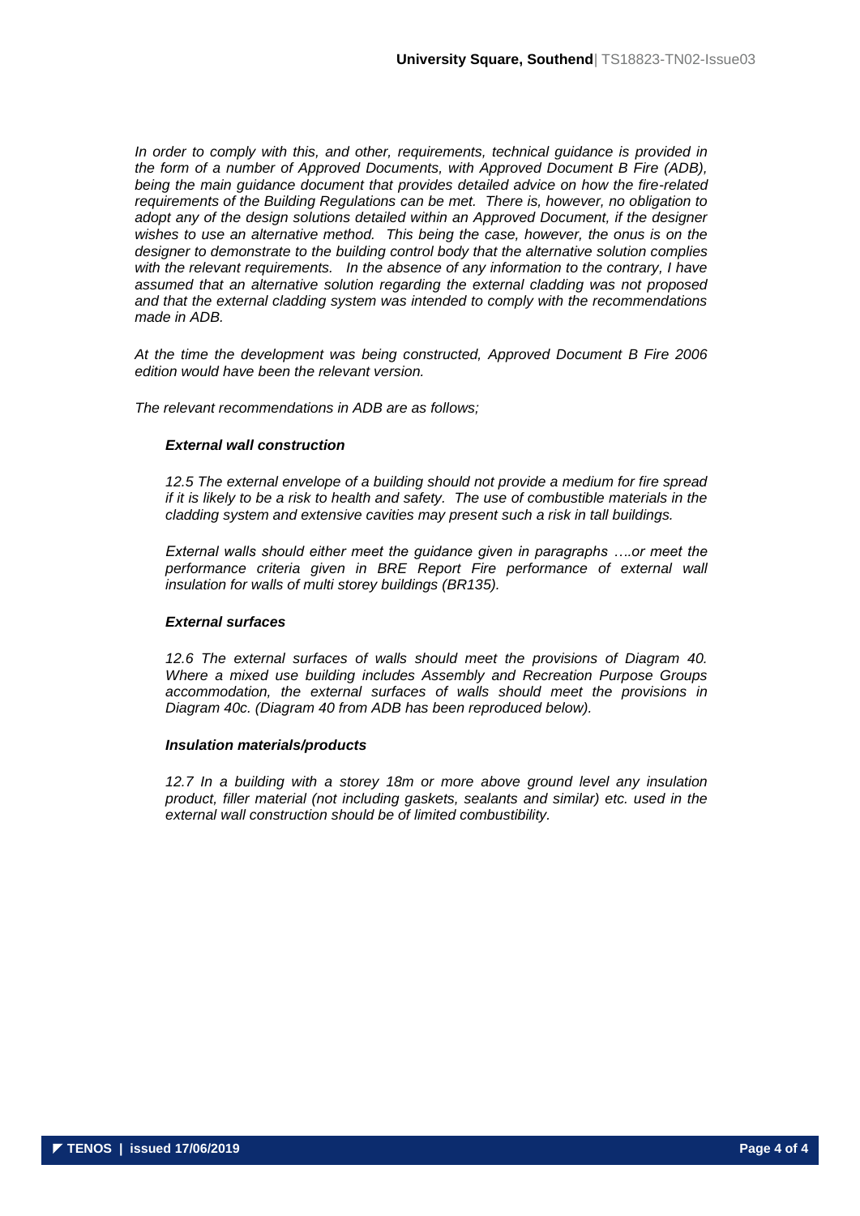*In order to comply with this, and other, requirements, technical guidance is provided in the form of a number of Approved Documents, with Approved Document B Fire (ADB), being the main guidance document that provides detailed advice on how the fire-related requirements of the Building Regulations can be met. There is, however, no obligation to adopt any of the design solutions detailed within an Approved Document, if the designer wishes to use an alternative method. This being the case, however, the onus is on the designer to demonstrate to the building control body that the alternative solution complies with the relevant requirements. In the absence of any information to the contrary, I have assumed that an alternative solution regarding the external cladding was not proposed and that the external cladding system was intended to comply with the recommendations made in ADB.*

*At the time the development was being constructed, Approved Document B Fire 2006 edition would have been the relevant version.*

*The relevant recommendations in ADB are as follows;*

***External wall construction***

*12.5 The external envelope of a building should not provide a medium for fire spread if it is likely to be a risk to health and safety. The use of combustible materials in the cladding system and extensive cavities may present such a risk in tall buildings.*

*External walls should either meet the guidance given in paragraphs ….or meet the performance criteria given in BRE Report Fire performance of external wall insulation for walls of multi storey buildings (BR135).*

***External surfaces***

*12.6 The external surfaces of walls should meet the provisions of Diagram 40. Where a mixed use building includes Assembly and Recreation Purpose Groups accommodation, the external surfaces of walls should meet the provisions in Diagram 40c. (Diagram 40 from ADB has been reproduced below).*

***Insulation materials/products***

*12.7 In a building with a storey 18m or more above ground level any insulation product, filler material (not including gaskets, sealants and similar) etc. used in the external wall construction should be of limited combustibility.*